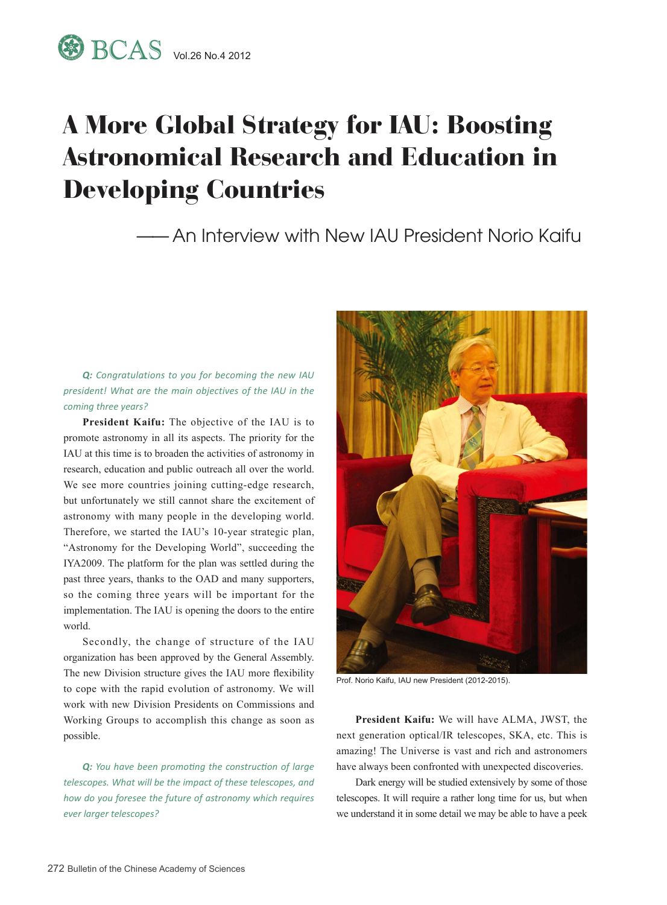# A More Global Strategy for IAU: Boosting Astronomical Research and Education in Developing Countries

## —— An Interview with New IAU President Norio Kaifu

***Q:** Congratulations to you for becoming the new IAU president! What are the main objectives of the IAU in the coming three years?*

**President Kaifu:** The objective of the IAU is to promote astronomy in all its aspects. The priority for the IAU at this time is to broaden the activities of astronomy in research, education and public outreach all over the world. We see more countries joining cutting-edge research, but unfortunately we still cannot share the excitement of astronomy with many people in the developing world. Therefore, we started the IAU's 10-year strategic plan, "Astronomy for the Developing World", succeeding the IYA2009. The platform for the plan was settled during the past three years, thanks to the OAD and many supporters, so the coming three years will be important for the implementation. The IAU is opening the doors to the entire world.

Secondly, the change of structure of the IAU organization has been approved by the General Assembly. The new Division structure gives the IAU more flexibility to cope with the rapid evolution of astronomy. We will work with new Division Presidents on Commissions and Working Groups to accomplish this change as soon as possible.

***Q:** You have been promoting the construction of large telescopes. What will be the impact of these telescopes, and how do you foresee the future of astronomy which requires ever larger telescopes?*

Prof. Norio Kaifu, IAU new President (2012-2015).

**President Kaifu:** We will have ALMA, JWST, the next generation optical/IR telescopes, SKA, etc. This is amazing! The Universe is vast and rich and astronomers have always been confronted with unexpected discoveries.

Dark energy will be studied extensively by some of those telescopes. It will require a rather long time for us, but when we understand it in some detail we may be able to have a peek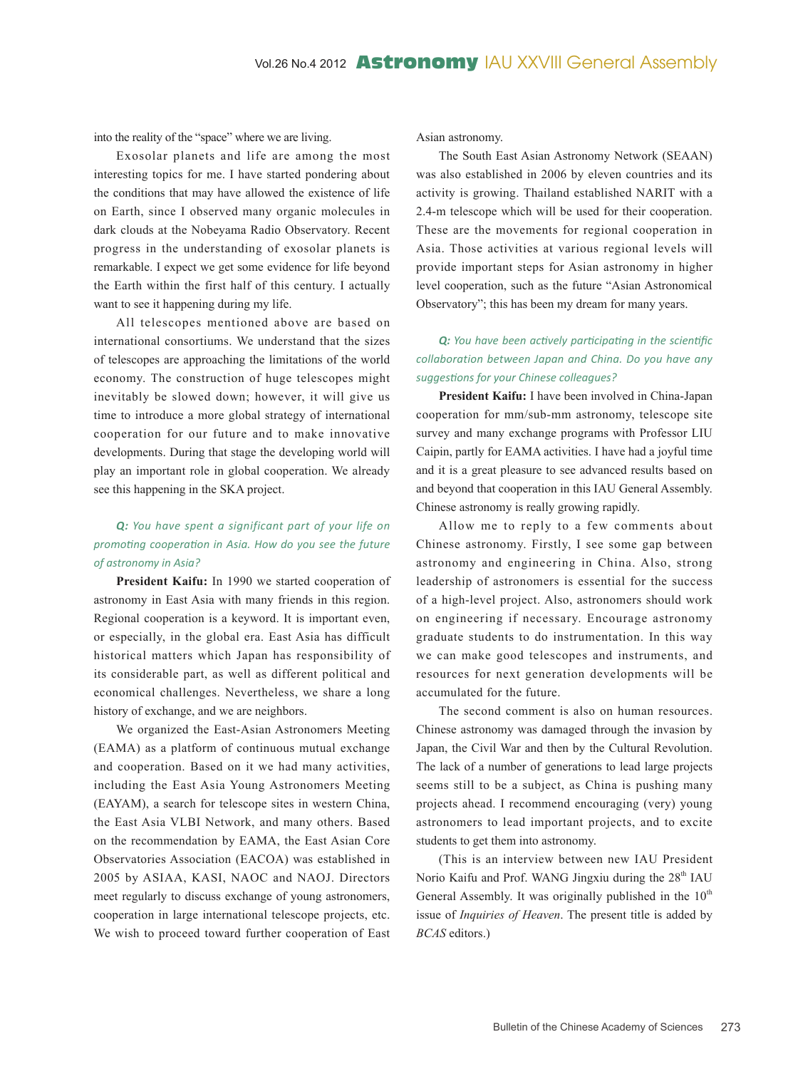into the reality of the "space" where we are living.

Exosolar planets and life are among the most interesting topics for me. I have started pondering about the conditions that may have allowed the existence of life on Earth, since I observed many organic molecules in dark clouds at the Nobeyama Radio Observatory. Recent progress in the understanding of exosolar planets is remarkable. I expect we get some evidence for life beyond the Earth within the first half of this century. I actually want to see it happening during my life.

All telescopes mentioned above are based on international consortiums. We understand that the sizes of telescopes are approaching the limitations of the world economy. The construction of huge telescopes might inevitably be slowed down; however, it will give us time to introduce a more global strategy of international cooperation for our future and to make innovative developments. During that stage the developing world will play an important role in global cooperation. We already see this happening in the SKA project.

***Q:** You have spent a significant part of your life on promoting cooperation in Asia. How do you see the future of astronomy in Asia?*

**President Kaifu:** In 1990 we started cooperation of astronomy in East Asia with many friends in this region. Regional cooperation is a keyword. It is important even, or especially, in the global era. East Asia has difficult historical matters which Japan has responsibility of its considerable part, as well as different political and economical challenges. Nevertheless, we share a long history of exchange, and we are neighbors.

We organized the East-Asian Astronomers Meeting (EAMA) as a platform of continuous mutual exchange and cooperation. Based on it we had many activities, including the East Asia Young Astronomers Meeting (EAYAM), a search for telescope sites in western China, the East Asia VLBI Network, and many others. Based on the recommendation by EAMA, the East Asian Core Observatories Association (EACOA) was established in 2005 by ASIAA, KASI, NAOC and NAOJ. Directors meet regularly to discuss exchange of young astronomers, cooperation in large international telescope projects, etc. We wish to proceed toward further cooperation of East Asian astronomy.

The South East Asian Astronomy Network (SEAAN) was also established in 2006 by eleven countries and its activity is growing. Thailand established NARIT with a 2.4-m telescope which will be used for their cooperation. These are the movements for regional cooperation in Asia. Those activities at various regional levels will provide important steps for Asian astronomy in higher level cooperation, such as the future "Asian Astronomical Observatory"; this has been my dream for many years.

***Q:** You have been actively participating in the scientific collaboration between Japan and China. Do you have any suggestions for your Chinese colleagues?*

**President Kaifu:** I have been involved in China-Japan cooperation for mm/sub-mm astronomy, telescope site survey and many exchange programs with Professor LIU Caipin, partly for EAMA activities. I have had a joyful time and it is a great pleasure to see advanced results based on and beyond that cooperation in this IAU General Assembly. Chinese astronomy is really growing rapidly.

Allow me to reply to a few comments about Chinese astronomy. Firstly, I see some gap between astronomy and engineering in China. Also, strong leadership of astronomers is essential for the success of a high-level project. Also, astronomers should work on engineering if necessary. Encourage astronomy graduate students to do instrumentation. In this way we can make good telescopes and instruments, and resources for next generation developments will be accumulated for the future.

The second comment is also on human resources. Chinese astronomy was damaged through the invasion by Japan, the Civil War and then by the Cultural Revolution. The lack of a number of generations to lead large projects seems still to be a subject, as China is pushing many projects ahead. I recommend encouraging (very) young astronomers to lead important projects, and to excite students to get them into astronomy.

(This is an interview between new IAU President Norio Kaifu and Prof. WANG Jingxiu during the 28th IAU General Assembly. It was originally published in the 10th issue of *Inquiries of Heaven*. The present title is added by *BCAS* editors.)